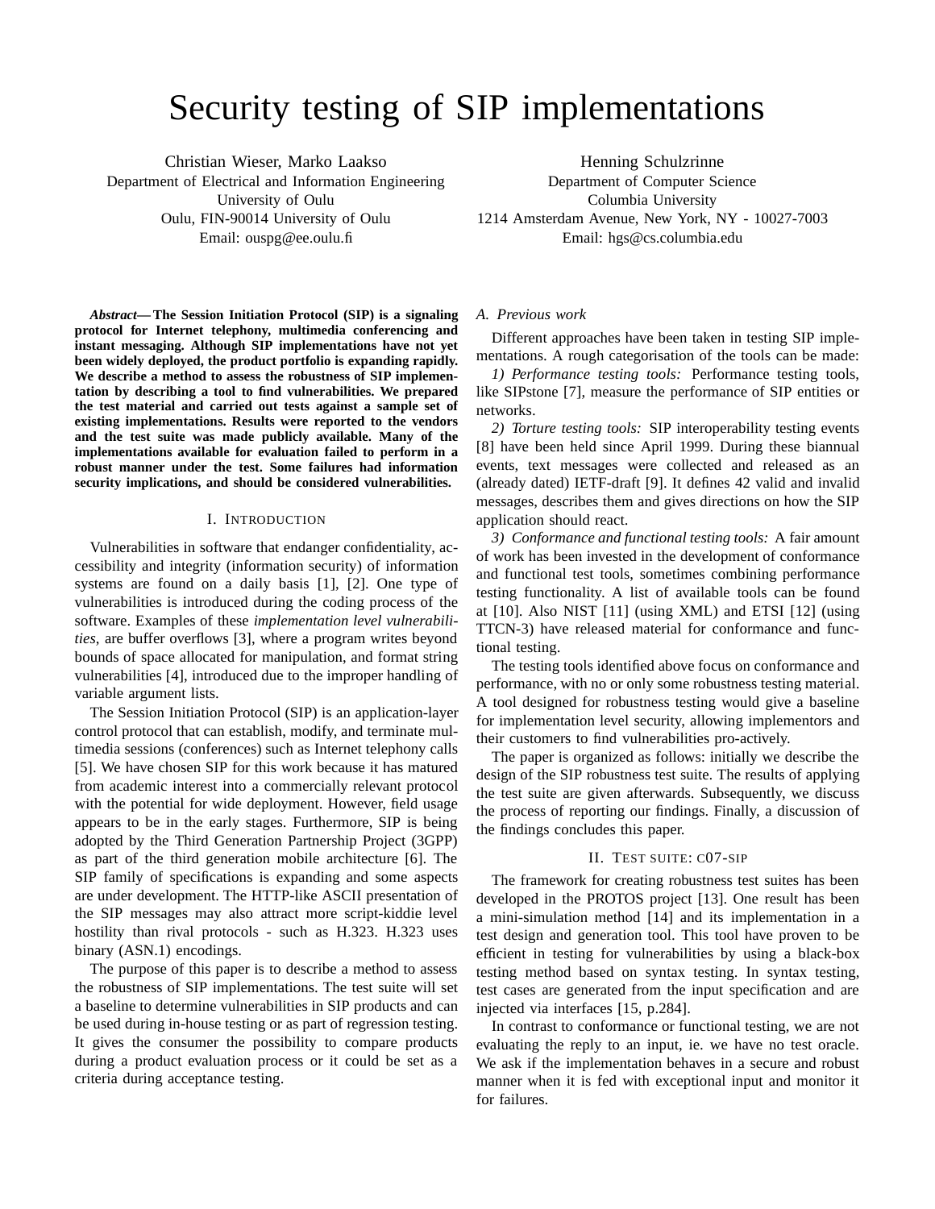# Security testing of SIP implementations

Christian Wieser, Marko Laakso
Department of Electrical and Information Engineering
University of Oulu
Oulu, FIN-90014 University of Oulu
Email: ouspg@ee.oulu.fi

Henning Schulzrinne
Department of Computer Science
Columbia University
1214 Amsterdam Avenue, New York, NY - 10027-7003
Email: hgs@cs.columbia.edu

***Abstract*— The Session Initiation Protocol (SIP) is a signaling protocol for Internet telephony, multimedia conferencing and instant messaging. Although SIP implementations have not yet been widely deployed, the product portfolio is expanding rapidly. We describe a method to assess the robustness of SIP implementation by describing a tool to find vulnerabilities. We prepared the test material and carried out tests against a sample set of existing implementations. Results were reported to the vendors and the test suite was made publicly available. Many of the implementations available for evaluation failed to perform in a robust manner under the test. Some failures had information security implications, and should be considered vulnerabilities.**

## I. Introduction

Vulnerabilities in software that endanger confidentiality, accessibility and integrity (information security) of information systems are found on a daily basis [1], [2]. One type of vulnerabilities is introduced during the coding process of the software. Examples of these *implementation level vulnerabilities*, are buffer overflows [3], where a program writes beyond bounds of space allocated for manipulation, and format string vulnerabilities [4], introduced due to the improper handling of variable argument lists.

The Session Initiation Protocol (SIP) is an application-layer control protocol that can establish, modify, and terminate multimedia sessions (conferences) such as Internet telephony calls [5]. We have chosen SIP for this work because it has matured from academic interest into a commercially relevant protocol with the potential for wide deployment. However, field usage appears to be in the early stages. Furthermore, SIP is being adopted by the Third Generation Partnership Project (3GPP) as part of the third generation mobile architecture [6]. The SIP family of specifications is expanding and some aspects are under development. The HTTP-like ASCII presentation of the SIP messages may also attract more script-kiddie level hostility than rival protocols - such as H.323. H.323 uses binary (ASN.1) encodings.

The purpose of this paper is to describe a method to assess the robustness of SIP implementations. The test suite will set a baseline to determine vulnerabilities in SIP products and can be used during in-house testing or as part of regression testing. It gives the consumer the possibility to compare products during a product evaluation process or it could be set as a criteria during acceptance testing.

### A. Previous work

Different approaches have been taken in testing SIP implementations. A rough categorisation of the tools can be made:

*1) Performance testing tools:* Performance testing tools, like SIPstone [7], measure the performance of SIP entities or networks.

*2) Torture testing tools:* SIP interoperability testing events [8] have been held since April 1999. During these biannual events, text messages were collected and released as an (already dated) IETF-draft [9]. It defines 42 valid and invalid messages, describes them and gives directions on how the SIP application should react.

*3) Conformance and functional testing tools:* A fair amount of work has been invested in the development of conformance and functional test tools, sometimes combining performance testing functionality. A list of available tools can be found at [10]. Also NIST [11] (using XML) and ETSI [12] (using TTCN-3) have released material for conformance and functional testing.

The testing tools identified above focus on conformance and performance, with no or only some robustness testing material. A tool designed for robustness testing would give a baseline for implementation level security, allowing implementors and their customers to find vulnerabilities pro-actively.

The paper is organized as follows: initially we describe the design of the SIP robustness test suite. The results of applying the test suite are given afterwards. Subsequently, we discuss the process of reporting our findings. Finally, a discussion of the findings concludes this paper.

## II. Test suite: c07-sip

The framework for creating robustness test suites has been developed in the PROTOS project [13]. One result has been a mini-simulation method [14] and its implementation in a test design and generation tool. This tool have proven to be efficient in testing for vulnerabilities by using a black-box testing method based on syntax testing. In syntax testing, test cases are generated from the input specification and are injected via interfaces [15, p.284].

In contrast to conformance or functional testing, we are not evaluating the reply to an input, ie. we have no test oracle. We ask if the implementation behaves in a secure and robust manner when it is fed with exceptional input and monitor it for failures.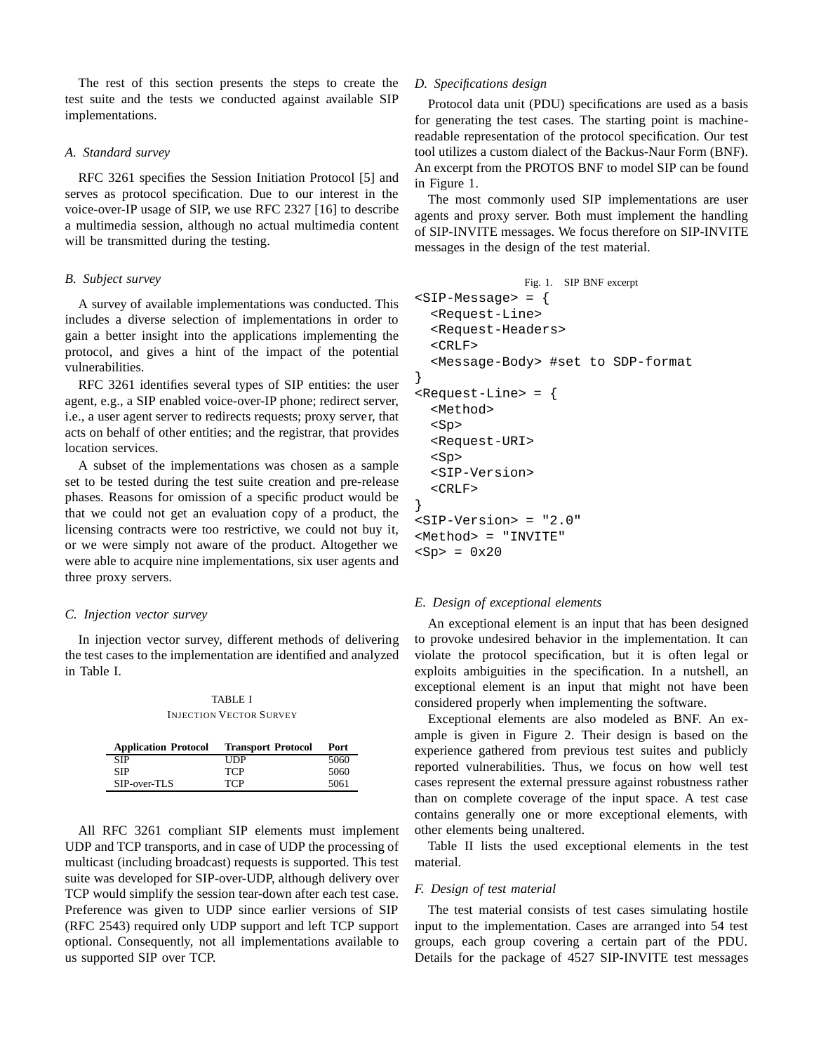The rest of this section presents the steps to create the test suite and the tests we conducted against available SIP implementations.

### A. Standard survey

RFC 3261 specifies the Session Initiation Protocol [5] and serves as protocol specification. Due to our interest in the voice-over-IP usage of SIP, we use RFC 2327 [16] to describe a multimedia session, although no actual multimedia content will be transmitted during the testing.

### B. Subject survey

A survey of available implementations was conducted. This includes a diverse selection of implementations in order to gain a better insight into the applications implementing the protocol, and gives a hint of the impact of the potential vulnerabilities.

RFC 3261 identifies several types of SIP entities: the user agent, e.g., a SIP enabled voice-over-IP phone; redirect server, i.e., a user agent server to redirects requests; proxy server, that acts on behalf of other entities; and the registrar, that provides location services.

A subset of the implementations was chosen as a sample set to be tested during the test suite creation and pre-release phases. Reasons for omission of a specific product would be that we could not get an evaluation copy of a product, the licensing contracts were too restrictive, we could not buy it, or we were simply not aware of the product. Altogether we were able to acquire nine implementations, six user agents and three proxy servers.

### C. Injection vector survey

In injection vector survey, different methods of delivering the test cases to the implementation are identified and analyzed in Table I.

TABLE I
INJECTION VECTOR SURVEY

| Application Protocol | Transport Protocol | Port |
|---|---|---|
| SIP | UDP | 5060 |
| SIP | TCP | 5060 |
| SIP-over-TLS | TCP | 5061 |

All RFC 3261 compliant SIP elements must implement UDP and TCP transports, and in case of UDP the processing of multicast (including broadcast) requests is supported. This test suite was developed for SIP-over-UDP, although delivery over TCP would simplify the session tear-down after each test case. Preference was given to UDP since earlier versions of SIP (RFC 2543) required only UDP support and left TCP support optional. Consequently, not all implementations available to us supported SIP over TCP.

### D. Specifications design

Protocol data unit (PDU) specifications are used as a basis for generating the test cases. The starting point is machine-readable representation of the protocol specification. Our test tool utilizes a custom dialect of the Backus-Naur Form (BNF). An excerpt from the PROTOS BNF to model SIP can be found in Figure 1.

The most commonly used SIP implementations are user agents and proxy server. Both must implement the handling of SIP-INVITE messages. We focus therefore on SIP-INVITE messages in the design of the test material.

Fig. 1. SIP BNF excerpt

```
<SIP-Message> = {
  <Request-Line>
  <Request-Headers>
  <CRLF>
  <Message-Body> #set to SDP-format
}
<Request-Line> = {
  <Method>
  <Sp>
  <Request-URI>
  <Sp>
  <SIP-Version>
  <CRLF>
}
<SIP-Version> = "2.0"
<Method> = "INVITE"
<Sp> = 0x20
```

### E. Design of exceptional elements

An exceptional element is an input that has been designed to provoke undesired behavior in the implementation. It can violate the protocol specification, but it is often legal or exploits ambiguities in the specification. In a nutshell, an exceptional element is an input that might not have been considered properly when implementing the software.

Exceptional elements are also modeled as BNF. An example is given in Figure 2. Their design is based on the experience gathered from previous test suites and publicly reported vulnerabilities. Thus, we focus on how well test cases represent the external pressure against robustness rather than on complete coverage of the input space. A test case contains generally one or more exceptional elements, with other elements being unaltered.

Table II lists the used exceptional elements in the test material.

### F. Design of test material

The test material consists of test cases simulating hostile input to the implementation. Cases are arranged into 54 test groups, each group covering a certain part of the PDU. Details for the package of 4527 SIP-INVITE test messages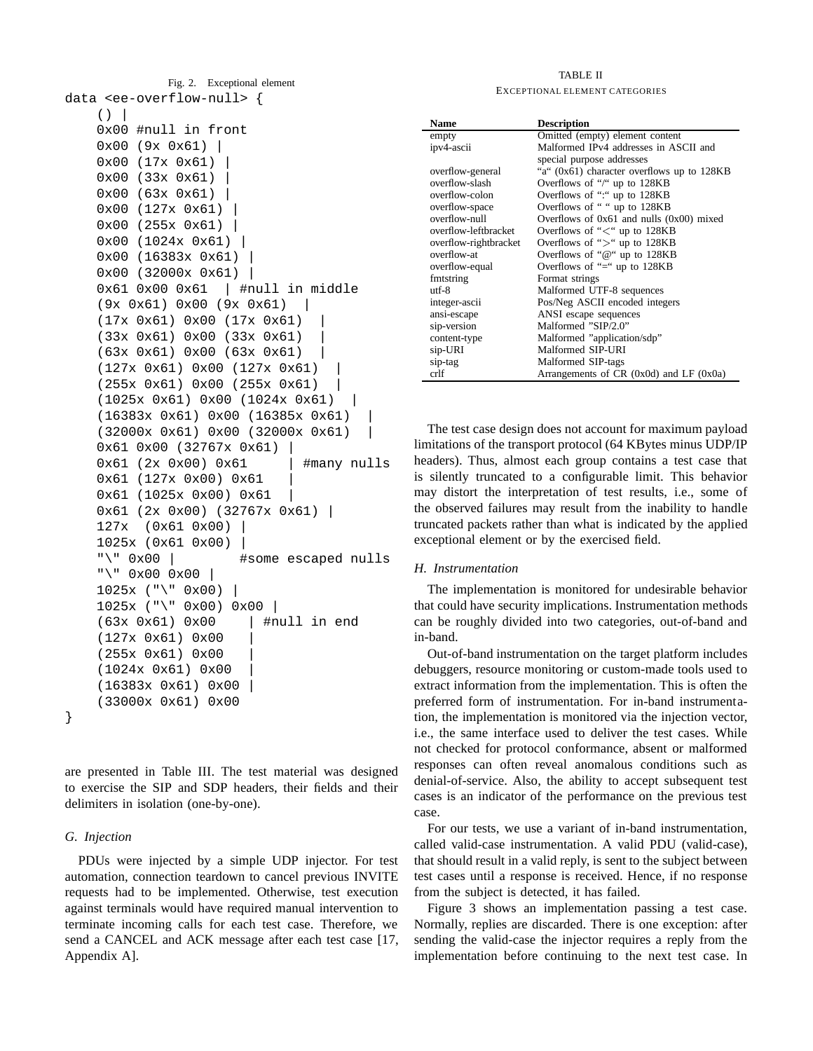Fig. 2. Exceptional element

```
data <ee-overflow-null> {
    () |
    0x00 #null in front
    0x00 (9x 0x61) |
    0x00 (17x 0x61) |
    0x00 (33x 0x61) |
    0x00 (63x 0x61) |
    0x00 (127x 0x61) |
    0x00 (255x 0x61) |
    0x00 (1024x 0x61) |
    0x00 (16383x 0x61) |
    0x00 (32000x 0x61) |
    0x61 0x00 0x61  | #null in middle
    (9x 0x61) 0x00 (9x 0x61)  |
    (17x 0x61) 0x00 (17x 0x61)  |
    (33x 0x61) 0x00 (33x 0x61)  |
    (63x 0x61) 0x00 (63x 0x61)  |
    (127x 0x61) 0x00 (127x 0x61)  |
    (255x 0x61) 0x00 (255x 0x61)  |
    (1025x 0x61) 0x00 (1024x 0x61)  |
    (16383x 0x61) 0x00 (16385x 0x61)  |
    (32000x 0x61) 0x00 (32000x 0x61)  |
    0x61 0x00 (32767x 0x61) |
    0x61 (2x 0x00) 0x61     | #many nulls
    0x61 (127x 0x00) 0x61   |
    0x61 (1025x 0x00) 0x61  |
    0x61 (2x 0x00) (32767x 0x61) |
    127x  (0x61 0x00) |
    1025x (0x61 0x00) |
    "\" 0x00 |         #some escaped nulls
    "\" 0x00 0x00 |
    1025x ("\" 0x00) |
    1025x ("\" 0x00) 0x00 |
    (63x 0x61) 0x00    | #null in end
    (127x 0x61) 0x00   |
    (255x 0x61) 0x00   |
    (1024x 0x61) 0x00  |
    (16383x 0x61) 0x00 |
    (33000x 0x61) 0x00
}
```

are presented in Table III. The test material was designed to exercise the SIP and SDP headers, their fields and their delimiters in isolation (one-by-one).

### G. Injection

PDUs were injected by a simple UDP injector. For test automation, connection teardown to cancel previous INVITE requests had to be implemented. Otherwise, test execution against terminals would have required manual intervention to terminate incoming calls for each test case. Therefore, we send a CANCEL and ACK message after each test case [17, Appendix A].

TABLE II
EXCEPTIONAL ELEMENT CATEGORIES

| Name | Description |
|---|---|
| empty | Omitted (empty) element content |
| ipv4-ascii | Malformed IPv4 addresses in ASCII and special purpose addresses |
| overflow-general | "a" (0x61) character overflows up to 128KB |
| overflow-slash | Overflows of "/" up to 128KB |
| overflow-colon | Overflows of ":" up to 128KB |
| overflow-space | Overflows of " " up to 128KB |
| overflow-null | Overflows of 0x61 and nulls (0x00) mixed |
| overflow-leftbracket | Overflows of "<" up to 128KB |
| overflow-rightbracket | Overflows of ">" up to 128KB |
| overflow-at | Overflows of "@" up to 128KB |
| overflow-equal | Overflows of "=" up to 128KB |
| fmtstring | Format strings |
| utf-8 | Malformed UTF-8 sequences |
| integer-ascii | Pos/Neg ASCII encoded integers |
| ansi-escape | ANSI escape sequences |
| sip-version | Malformed "SIP/2.0" |
| content-type | Malformed "application/sdp" |
| sip-URI | Malformed SIP-URI |
| sip-tag | Malformed SIP-tags |
| crlf | Arrangements of CR (0x0d) and LF (0x0a) |

The test case design does not account for maximum payload limitations of the transport protocol (64 KBytes minus UDP/IP headers). Thus, almost each group contains a test case that is silently truncated to a configurable limit. This behavior may distort the interpretation of test results, i.e., some of the observed failures may result from the inability to handle truncated packets rather than what is indicated by the applied exceptional element or by the exercised field.

### H. Instrumentation

The implementation is monitored for undesirable behavior that could have security implications. Instrumentation methods can be roughly divided into two categories, out-of-band and in-band.

Out-of-band instrumentation on the target platform includes debuggers, resource monitoring or custom-made tools used to extract information from the implementation. This is often the preferred form of instrumentation. For in-band instrumentation, the implementation is monitored via the injection vector, i.e., the same interface used to deliver the test cases. While not checked for protocol conformance, absent or malformed responses can often reveal anomalous conditions such as denial-of-service. Also, the ability to accept subsequent test cases is an indicator of the performance on the previous test case.

For our tests, we use a variant of in-band instrumentation, called valid-case instrumentation. A valid PDU (valid-case), that should result in a valid reply, is sent to the subject between test cases until a response is received. Hence, if no response from the subject is detected, it has failed.

Figure 3 shows an implementation passing a test case. Normally, replies are discarded. There is one exception: after sending the valid-case the injector requires a reply from the implementation before continuing to the next test case. In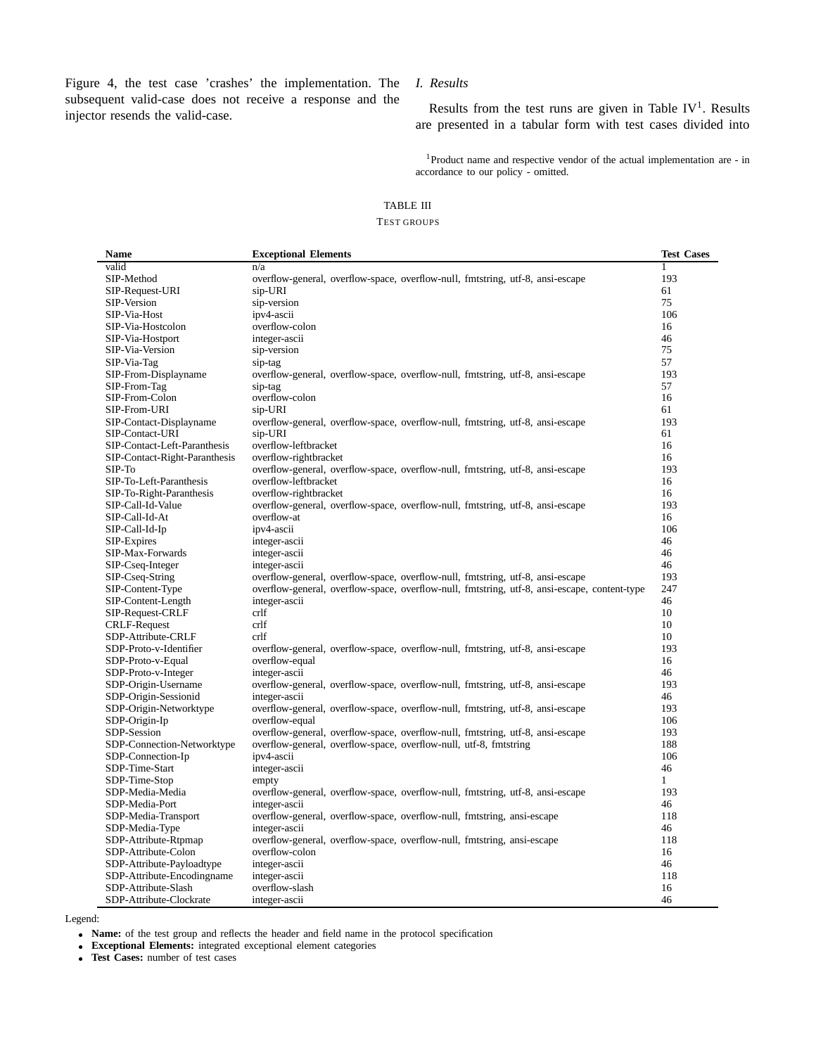Figure 4, the test case 'crashes' the implementation. The subsequent valid-case does not receive a response and the injector resends the valid-case.

### *I. Results*

Results from the test runs are given in Table IV[1]. Results are presented in a tabular form with test cases divided into

[1]Product name and respective vendor of the actual implementation are - in accordance to our policy - omitted.

TABLE III
TEST GROUPS

| Name | Exceptional Elements | Test Cases |
|---|---|---|
| valid | n/a | 1 |
| SIP-Method | overflow-general, overflow-space, overflow-null, fmtstring, utf-8, ansi-escape | 193 |
| SIP-Request-URI | sip-URI | 61 |
| SIP-Version | sip-version | 75 |
| SIP-Via-Host | ipv4-ascii | 106 |
| SIP-Via-Hostcolon | overflow-colon | 16 |
| SIP-Via-Hostport | integer-ascii | 46 |
| SIP-Via-Version | sip-version | 75 |
| SIP-Via-Tag | sip-tag | 57 |
| SIP-From-Displayname | overflow-general, overflow-space, overflow-null, fmtstring, utf-8, ansi-escape | 193 |
| SIP-From-Tag | sip-tag | 57 |
| SIP-From-Colon | overflow-colon | 16 |
| SIP-From-URI | sip-URI | 61 |
| SIP-Contact-Displayname | overflow-general, overflow-space, overflow-null, fmtstring, utf-8, ansi-escape | 193 |
| SIP-Contact-URI | sip-URI | 61 |
| SIP-Contact-Left-Paranthesis | overflow-leftbracket | 16 |
| SIP-Contact-Right-Paranthesis | overflow-rightbracket | 16 |
| SIP-To | overflow-general, overflow-space, overflow-null, fmtstring, utf-8, ansi-escape | 193 |
| SIP-To-Left-Paranthesis | overflow-leftbracket | 16 |
| SIP-To-Right-Paranthesis | overflow-rightbracket | 16 |
| SIP-Call-Id-Value | overflow-general, overflow-space, overflow-null, fmtstring, utf-8, ansi-escape | 193 |
| SIP-Call-Id-At | overflow-at | 16 |
| SIP-Call-Id-Ip | ipv4-ascii | 106 |
| SIP-Expires | integer-ascii | 46 |
| SIP-Max-Forwards | integer-ascii | 46 |
| SIP-Cseq-Integer | integer-ascii | 46 |
| SIP-Cseq-String | overflow-general, overflow-space, overflow-null, fmtstring, utf-8, ansi-escape | 193 |
| SIP-Content-Type | overflow-general, overflow-space, overflow-null, fmtstring, utf-8, ansi-escape, content-type | 247 |
| SIP-Content-Length | integer-ascii | 46 |
| SIP-Request-CRLF | crlf | 10 |
| CRLF-Request | crlf | 10 |
| SDP-Attribute-CRLF | crlf | 10 |
| SDP-Proto-v-Identifier | overflow-general, overflow-space, overflow-null, fmtstring, utf-8, ansi-escape | 193 |
| SDP-Proto-v-Equal | overflow-equal | 16 |
| SDP-Proto-v-Integer | integer-ascii | 46 |
| SDP-Origin-Username | overflow-general, overflow-space, overflow-null, fmtstring, utf-8, ansi-escape | 193 |
| SDP-Origin-Sessionid | integer-ascii | 46 |
| SDP-Origin-Networktype | overflow-general, overflow-space, overflow-null, fmtstring, utf-8, ansi-escape | 193 |
| SDP-Origin-Ip | overflow-equal | 106 |
| SDP-Session | overflow-general, overflow-space, overflow-null, fmtstring, utf-8, ansi-escape | 193 |
| SDP-Connection-Networktype | overflow-general, overflow-space, overflow-null, utf-8, fmtstring | 188 |
| SDP-Connection-Ip | ipv4-ascii | 106 |
| SDP-Time-Start | integer-ascii | 46 |
| SDP-Time-Stop | empty | 1 |
| SDP-Media-Media | overflow-general, overflow-space, overflow-null, fmtstring, utf-8, ansi-escape | 193 |
| SDP-Media-Port | integer-ascii | 46 |
| SDP-Media-Transport | overflow-general, overflow-space, overflow-null, fmtstring, ansi-escape | 118 |
| SDP-Media-Type | integer-ascii | 46 |
| SDP-Attribute-Rtpmap | overflow-general, overflow-space, overflow-null, fmtstring, ansi-escape | 118 |
| SDP-Attribute-Colon | overflow-colon | 16 |
| SDP-Attribute-Payloadtype | integer-ascii | 46 |
| SDP-Attribute-Encodingname | integer-ascii | 118 |
| SDP-Attribute-Slash | overflow-slash | 16 |
| SDP-Attribute-Clockrate | integer-ascii | 46 |

Legend:

- **Name:** of the test group and reflects the header and field name in the protocol specification
- **Exceptional Elements:** integrated exceptional element categories
- **Test Cases:** number of test cases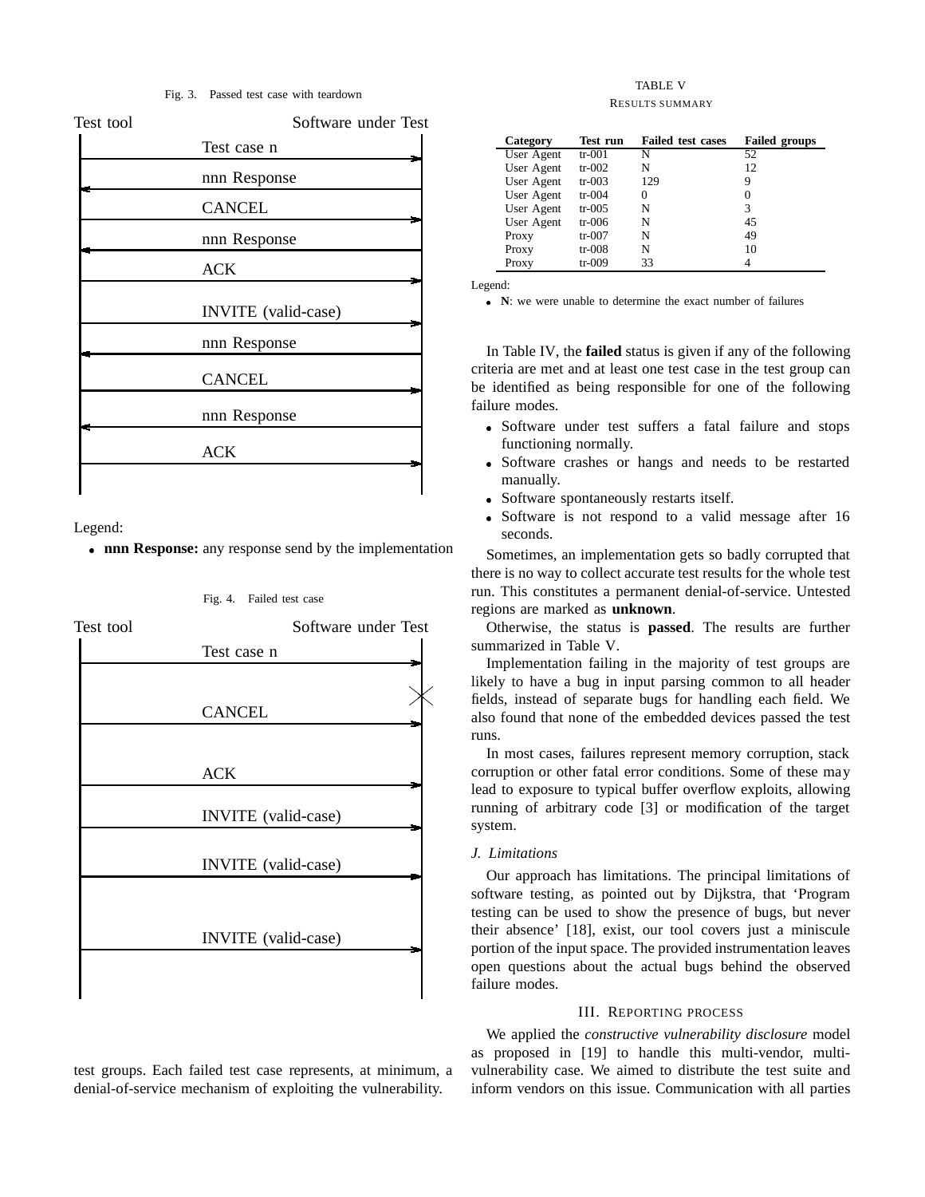Fig. 3. Passed test case with teardown

```
Test tool                         Software under Test
    |         Test case n                  |
    |------------------------------------->|
    |         nnn Response                 |
    |<-------------------------------------|
    |         CANCEL                       |
    |------------------------------------->|
    |         nnn Response                 |
    |<-------------------------------------|
    |         ACK                          |
    |------------------------------------->|
    |         INVITE (valid-case)          |
    |------------------------------------->|
    |         nnn Response                 |
    |<-------------------------------------|
    |         CANCEL                       |
    |------------------------------------->|
    |         nnn Response                 |
    |<-------------------------------------|
    |         ACK                          |
    |------------------------------------->|
```

Legend:

- **nnn Response:** any response send by the implementation

Fig. 4. Failed test case

```
Test tool                         Software under Test
    |         Test case n                  |
    |------------------------------------->|
    |                                      X
    |         CANCEL                       |
    |------------------------------------->|
    |         ACK                          |
    |------------------------------------->|
    |         INVITE (valid-case)          |
    |------------------------------------->|
    |         INVITE (valid-case)          |
    |------------------------------------->|
    |         INVITE (valid-case)          |
    |------------------------------------->|
```

test groups. Each failed test case represents, at minimum, a denial-of-service mechanism of exploiting the vulnerability.

TABLE V
RESULTS SUMMARY

| Category | Test run | Failed test cases | Failed groups |
|---|---|---|---|
| User Agent | tr-001 | N | 52 |
| User Agent | tr-002 | N | 12 |
| User Agent | tr-003 | 129 | 9 |
| User Agent | tr-004 | 0 | 0 |
| User Agent | tr-005 | N | 3 |
| User Agent | tr-006 | N | 45 |
| Proxy | tr-007 | N | 49 |
| Proxy | tr-008 | N | 10 |
| Proxy | tr-009 | 33 | 4 |

Legend:

- **N**: we were unable to determine the exact number of failures

In Table IV, the **failed** status is given if any of the following criteria are met and at least one test case in the test group can be identified as being responsible for one of the following failure modes.

- Software under test suffers a fatal failure and stops functioning normally.
- Software crashes or hangs and needs to be restarted manually.
- Software spontaneously restarts itself.
- Software is not respond to a valid message after 16 seconds.

Sometimes, an implementation gets so badly corrupted that there is no way to collect accurate test results for the whole test run. This constitutes a permanent denial-of-service. Untested regions are marked as **unknown**.

Otherwise, the status is **passed**. The results are further summarized in Table V.

Implementation failing in the majority of test groups are likely to have a bug in input parsing common to all header fields, instead of separate bugs for handling each field. We also found that none of the embedded devices passed the test runs.

In most cases, failures represent memory corruption, stack corruption or other fatal error conditions. Some of these may lead to exposure to typical buffer overflow exploits, allowing running of arbitrary code [3] or modification of the target system.

### *J. Limitations*

Our approach has limitations. The principal limitations of software testing, as pointed out by Dijkstra, that 'Program testing can be used to show the presence of bugs, but never their absence' [18], exist, our tool covers just a miniscule portion of the input space. The provided instrumentation leaves open questions about the actual bugs behind the observed failure modes.

## III. Reporting process

We applied the *constructive vulnerability disclosure* model as proposed in [19] to handle this multi-vendor, multi-vulnerability case. We aimed to distribute the test suite and inform vendors on this issue. Communication with all parties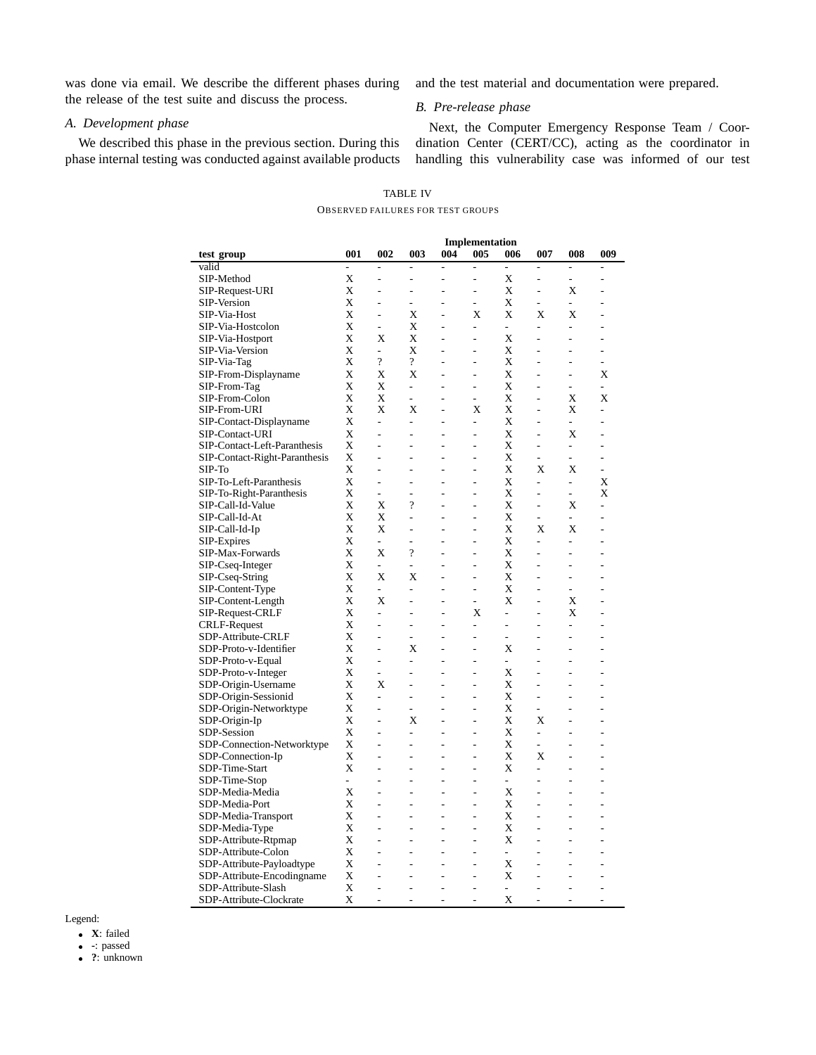was done via email. We describe the different phases during the release of the test suite and discuss the process.

### A. Development phase

We described this phase in the previous section. During this phase internal testing was conducted against available products and the test material and documentation were prepared.

### B. Pre-release phase

Next, the Computer Emergency Response Team / Coordination Center (CERT/CC), acting as the coordinator in handling this vulnerability case was informed of our test

TABLE IV

OBSERVED FAILURES FOR TEST GROUPS

| | Implementation | | | | | | | | |
|---|---|---|---|---|---|---|---|---|---|
| **test group** | **001** | **002** | **003** | **004** | **005** | **006** | **007** | **008** | **009** |
| valid | - | - | - | - | - | - | - | - | - |
| SIP-Method | X | - | - | - | - | X | - | - | - |
| SIP-Request-URI | X | - | - | - | - | X | - | X | - |
| SIP-Version | X | - | - | - | - | X | - | - | - |
| SIP-Via-Host | X | - | X | - | X | X | X | X | - |
| SIP-Via-Hostcolon | X | - | X | - | - | - | - | - | - |
| SIP-Via-Hostport | X | X | X | - | - | X | - | - | - |
| SIP-Via-Version | X | - | X | - | - | X | - | - | - |
| SIP-Via-Tag | X | ? | ? | - | - | X | - | - | - |
| SIP-From-Displayname | X | X | X | - | - | X | - | - | X |
| SIP-From-Tag | X | X | - | - | - | X | - | - | - |
| SIP-From-Colon | X | X | - | - | - | X | - | X | X |
| SIP-From-URI | X | X | X | - | X | X | - | X | - |
| SIP-Contact-Displayname | X | - | - | - | - | X | - | - | - |
| SIP-Contact-URI | X | - | - | - | - | X | - | X | - |
| SIP-Contact-Left-Paranthesis | X | - | - | - | - | X | - | - | - |
| SIP-Contact-Right-Paranthesis | X | - | - | - | - | X | - | - | - |
| SIP-To | X | - | - | - | - | X | X | X | - |
| SIP-To-Left-Paranthesis | X | - | - | - | - | X | - | - | X |
| SIP-To-Right-Paranthesis | X | - | - | - | - | X | - | - | X |
| SIP-Call-Id-Value | X | X | ? | - | - | X | - | X | - |
| SIP-Call-Id-At | X | X | - | - | - | X | - | - | - |
| SIP-Call-Id-Ip | X | X | - | - | - | X | X | X | - |
| SIP-Expires | X | - | - | - | - | X | - | - | - |
| SIP-Max-Forwards | X | X | ? | - | - | X | - | - | - |
| SIP-Cseq-Integer | X | - | - | - | - | X | - | - | - |
| SIP-Cseq-String | X | X | X | - | - | X | - | - | - |
| SIP-Content-Type | X | - | - | - | - | X | - | - | - |
| SIP-Content-Length | X | X | - | - | - | X | - | X | - |
| SIP-Request-CRLF | X | - | - | - | X | - | - | X | - |
| CRLF-Request | X | - | - | - | - | - | - | - | - |
| SDP-Attribute-CRLF | X | - | - | - | - | - | - | - | - |
| SDP-Proto-v-Identifier | X | - | X | - | - | X | - | - | - |
| SDP-Proto-v-Equal | X | - | - | - | - | - | - | - | - |
| SDP-Proto-v-Integer | X | - | - | - | - | X | - | - | - |
| SDP-Origin-Username | X | X | - | - | - | X | - | - | - |
| SDP-Origin-Sessionid | X | - | - | - | - | X | - | - | - |
| SDP-Origin-Networktype | X | - | - | - | - | X | - | - | - |
| SDP-Origin-Ip | X | - | X | - | - | X | X | - | - |
| SDP-Session | X | - | - | - | - | X | - | - | - |
| SDP-Connection-Networktype | X | - | - | - | - | X | - | - | - |
| SDP-Connection-Ip | X | - | - | - | - | X | X | - | - |
| SDP-Time-Start | X | - | - | - | - | X | - | - | - |
| SDP-Time-Stop | - | - | - | - | - | - | - | - | - |
| SDP-Media-Media | X | - | - | - | - | X | - | - | - |
| SDP-Media-Port | X | - | - | - | - | X | - | - | - |
| SDP-Media-Transport | X | - | - | - | - | X | - | - | - |
| SDP-Media-Type | X | - | - | - | - | X | - | - | - |
| SDP-Attribute-Rtpmap | X | - | - | - | - | X | - | - | - |
| SDP-Attribute-Colon | X | - | - | - | - | - | - | - | - |
| SDP-Attribute-Payloadtype | X | - | - | - | - | X | - | - | - |
| SDP-Attribute-Encodingname | X | - | - | - | - | X | - | - | - |
| SDP-Attribute-Slash | X | - | - | - | - | - | - | - | - |
| SDP-Attribute-Clockrate | X | - | - | - | - | X | - | - | - |

Legend:

- **X**: failed
- **-**: passed
- **?**: unknown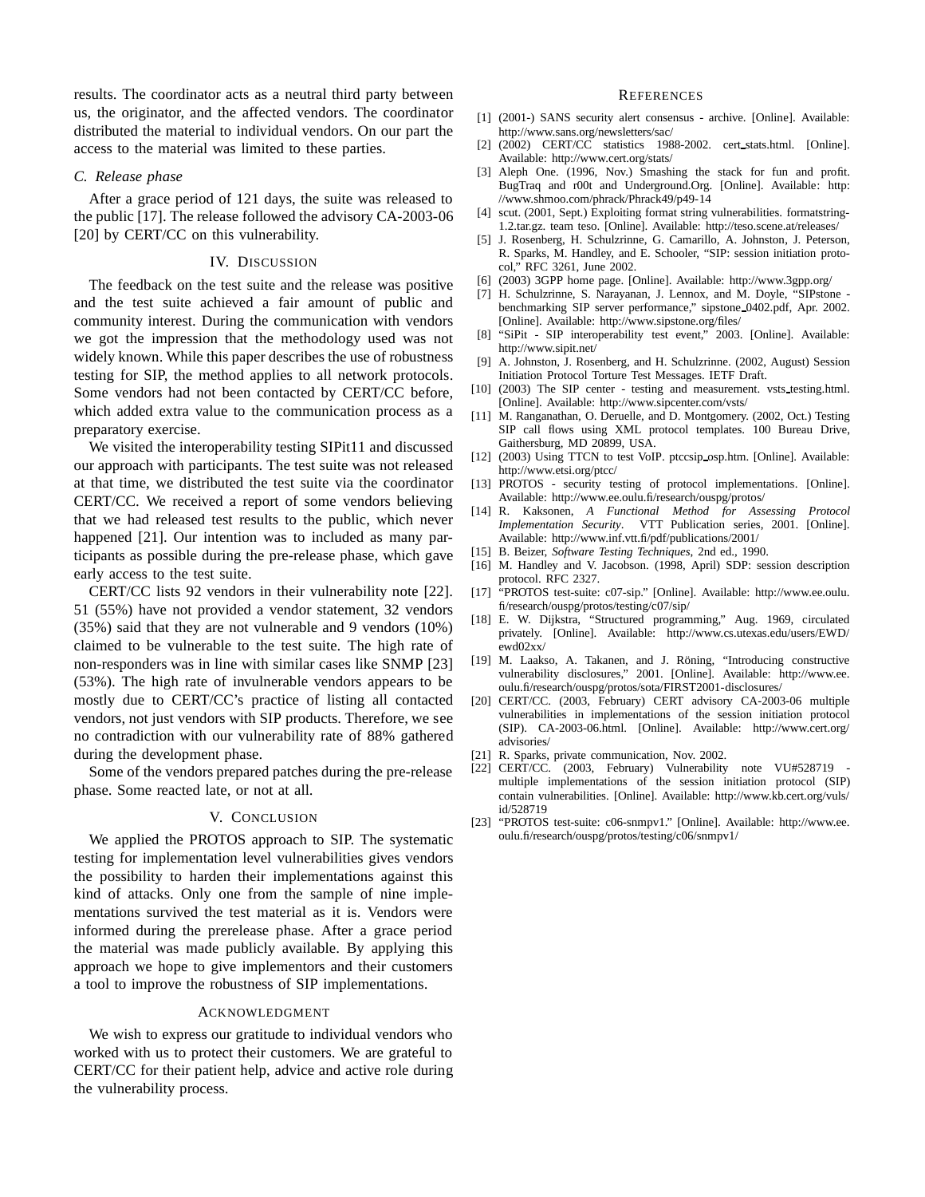results. The coordinator acts as a neutral third party between us, the originator, and the affected vendors. The coordinator distributed the material to individual vendors. On our part the access to the material was limited to these parties.

### C. Release phase

After a grace period of 121 days, the suite was released to the public [17]. The release followed the advisory CA-2003-06 [20] by CERT/CC on this vulnerability.

## IV. Discussion

The feedback on the test suite and the release was positive and the test suite achieved a fair amount of public and community interest. During the communication with vendors we got the impression that the methodology used was not widely known. While this paper describes the use of robustness testing for SIP, the method applies to all network protocols. Some vendors had not been contacted by CERT/CC before, which added extra value to the communication process as a preparatory exercise.

We visited the interoperability testing SIPit11 and discussed our approach with participants. The test suite was not released at that time, we distributed the test suite via the coordinator CERT/CC. We received a report of some vendors believing that we had released test results to the public, which never happened [21]. Our intention was to included as many participants as possible during the pre-release phase, which gave early access to the test suite.

CERT/CC lists 92 vendors in their vulnerability note [22]. 51 (55%) have not provided a vendor statement, 32 vendors (35%) said that they are not vulnerable and 9 vendors (10%) claimed to be vulnerable to the test suite. The high rate of non-responders was in line with similar cases like SNMP [23] (53%). The high rate of invulnerable vendors appears to be mostly due to CERT/CC's practice of listing all contacted vendors, not just vendors with SIP products. Therefore, we see no contradiction with our vulnerability rate of 88% gathered during the development phase.

Some of the vendors prepared patches during the pre-release phase. Some reacted late, or not at all.

## V. Conclusion

We applied the PROTOS approach to SIP. The systematic testing for implementation level vulnerabilities gives vendors the possibility to harden their implementations against this kind of attacks. Only one from the sample of nine implementations survived the test material as it is. Vendors were informed during the prerelease phase. After a grace period the material was made publicly available. By applying this approach we hope to give implementors and their customers a tool to improve the robustness of SIP implementations.

## Acknowledgment

We wish to express our gratitude to individual vendors who worked with us to protect their customers. We are grateful to CERT/CC for their patient help, advice and active role during the vulnerability process.

## References

[1] (2001-) SANS security alert consensus - archive. [Online]. Available: http://www.sans.org/newsletters/sac/

[2] (2002) CERT/CC statistics 1988-2002. cert_stats.html. [Online]. Available: http://www.cert.org/stats/

[3] Aleph One. (1996, Nov.) Smashing the stack for fun and profit. BugTraq and r00t and Underground.Org. [Online]. Available: http://www.shmoo.com/phrack/Phrack49/p49-14

[4] scut. (2001, Sept.) Exploiting format string vulnerabilities. formatstring-1.2.tar.gz. team teso. [Online]. Available: http://teso.scene.at/releases/

[5] J. Rosenberg, H. Schulzrinne, G. Camarillo, A. Johnston, J. Peterson, R. Sparks, M. Handley, and E. Schooler, "SIP: session initiation protocol," RFC 3261, June 2002.

[6] (2003) 3GPP home page. [Online]. Available: http://www.3gpp.org/

[7] H. Schulzrinne, S. Narayanan, J. Lennox, and M. Doyle, "SIPstone - benchmarking SIP server performance," sipstone_0402.pdf, Apr. 2002. [Online]. Available: http://www.sipstone.org/files/

[8] "SiPit - SIP interoperability test event," 2003. [Online]. Available: http://www.sipit.net/

[9] A. Johnston, J. Rosenberg, and H. Schulzrinne. (2002, August) Session Initiation Protocol Torture Test Messages. IETF Draft.

[10] (2003) The SIP center - testing and measurement. vsts_testing.html. [Online]. Available: http://www.sipcenter.com/vsts/

[11] M. Ranganathan, O. Deruelle, and D. Montgomery. (2002, Oct.) Testing SIP call flows using XML protocol templates. 100 Bureau Drive, Gaithersburg, MD 20899, USA.

[12] (2003) Using TTCN to test VoIP. ptccsip_osp.htm. [Online]. Available: http://www.etsi.org/ptcc/

[13] PROTOS - security testing of protocol implementations. [Online]. Available: http://www.ee.oulu.fi/research/ouspg/protos/

[14] R. Kaksonen, *A Functional Method for Assessing Protocol Implementation Security*. VTT Publication series, 2001. [Online]. Available: http://www.inf.vtt.fi/pdf/publications/2001/

[15] B. Beizer, *Software Testing Techniques*, 2nd ed., 1990.

[16] M. Handley and V. Jacobson. (1998, April) SDP: session description protocol. RFC 2327.

[17] "PROTOS test-suite: c07-sip." [Online]. Available: http://www.ee.oulu.fi/research/ouspg/protos/testing/c07/sip/

[18] E. W. Dijkstra, "Structured programming," Aug. 1969, circulated privately. [Online]. Available: http://www.cs.utexas.edu/users/EWD/ewd02xx/

[19] M. Laakso, A. Takanen, and J. Röning, "Introducing constructive vulnerability disclosures," 2001. [Online]. Available: http://www.ee.oulu.fi/research/ouspg/protos/sota/FIRST2001-disclosures/

[20] CERT/CC. (2003, February) CERT advisory CA-2003-06 multiple vulnerabilities in implementations of the session initiation protocol (SIP). CA-2003-06.html. [Online]. Available: http://www.cert.org/advisories/

[21] R. Sparks, private communication, Nov. 2002.

[22] CERT/CC. (2003, February) Vulnerability note VU#528719 - multiple implementations of the session initiation protocol (SIP) contain vulnerabilities. [Online]. Available: http://www.kb.cert.org/vuls/id/528719

[23] "PROTOS test-suite: c06-snmpv1." [Online]. Available: http://www.ee.oulu.fi/research/ouspg/protos/testing/c06/snmpv1/